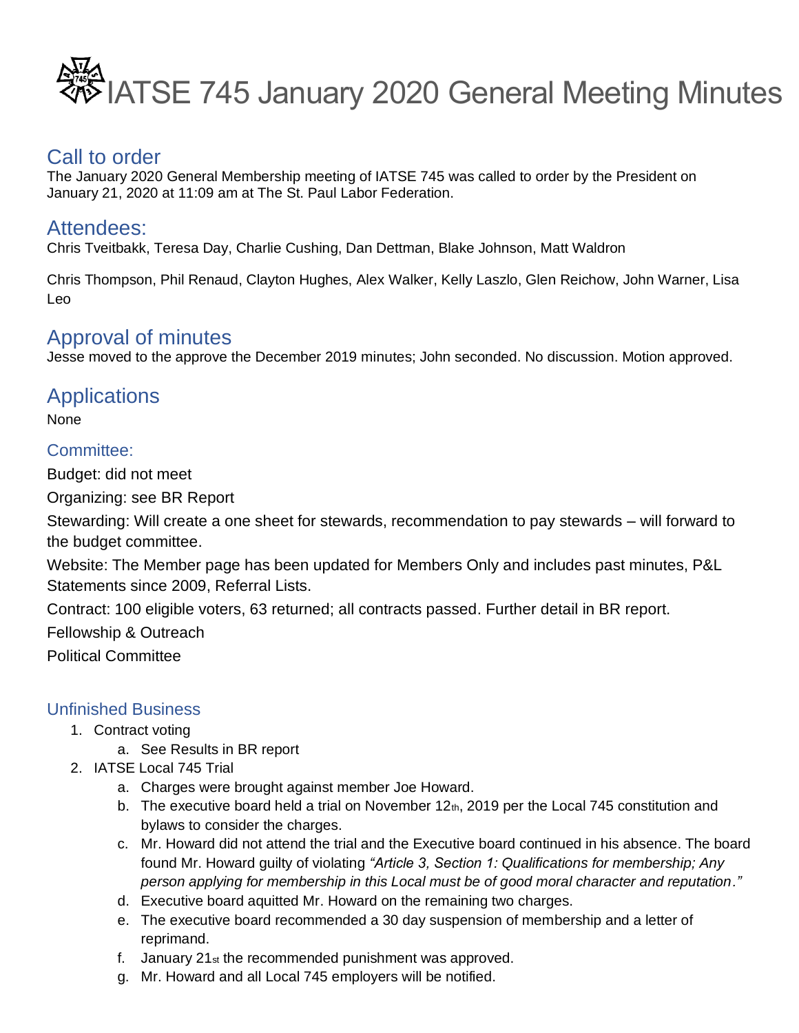# IATSE 745 January 2020 General Meeting Minutes

## Call to order

The January 2020 General Membership meeting of IATSE 745 was called to order by the President on January 21, 2020 at 11:09 am at The St. Paul Labor Federation.

## Attendees:

Chris Tveitbakk, Teresa Day, Charlie Cushing, Dan Dettman, Blake Johnson, Matt Waldron

Chris Thompson, Phil Renaud, Clayton Hughes, Alex Walker, Kelly Laszlo, Glen Reichow, John Warner, Lisa Leo

## Approval of minutes

Jesse moved to the approve the December 2019 minutes; John seconded. No discussion. Motion approved.

## Applications

None

### Committee:

Budget: did not meet

Organizing: see BR Report

Stewarding: Will create a one sheet for stewards, recommendation to pay stewards – will forward to the budget committee.

Website: The Member page has been updated for Members Only and includes past minutes, P&L Statements since 2009, Referral Lists.

Contract: 100 eligible voters, 63 returned; all contracts passed. Further detail in BR report.

Fellowship & Outreach

Political Committee

### Unfinished Business

1. Contract voting
   a. See Results in BR report
2. IATSE Local 745 Trial
   a. Charges were brought against member Joe Howard.
   b. The executive board held a trial on November 12th, 2019 per the Local 745 constitution and bylaws to consider the charges.
   c. Mr. Howard did not attend the trial and the Executive board continued in his absence. The board found Mr. Howard guilty of violating *"Article 3, Section 1: Qualifications for membership; Any person applying for membership in this Local must be of good moral character and reputation."*
   d. Executive board aquitted Mr. Howard on the remaining two charges.
   e. The executive board recommended a 30 day suspension of membership and a letter of reprimand.
   f. January 21st the recommended punishment was approved.
   g. Mr. Howard and all Local 745 employers will be notified.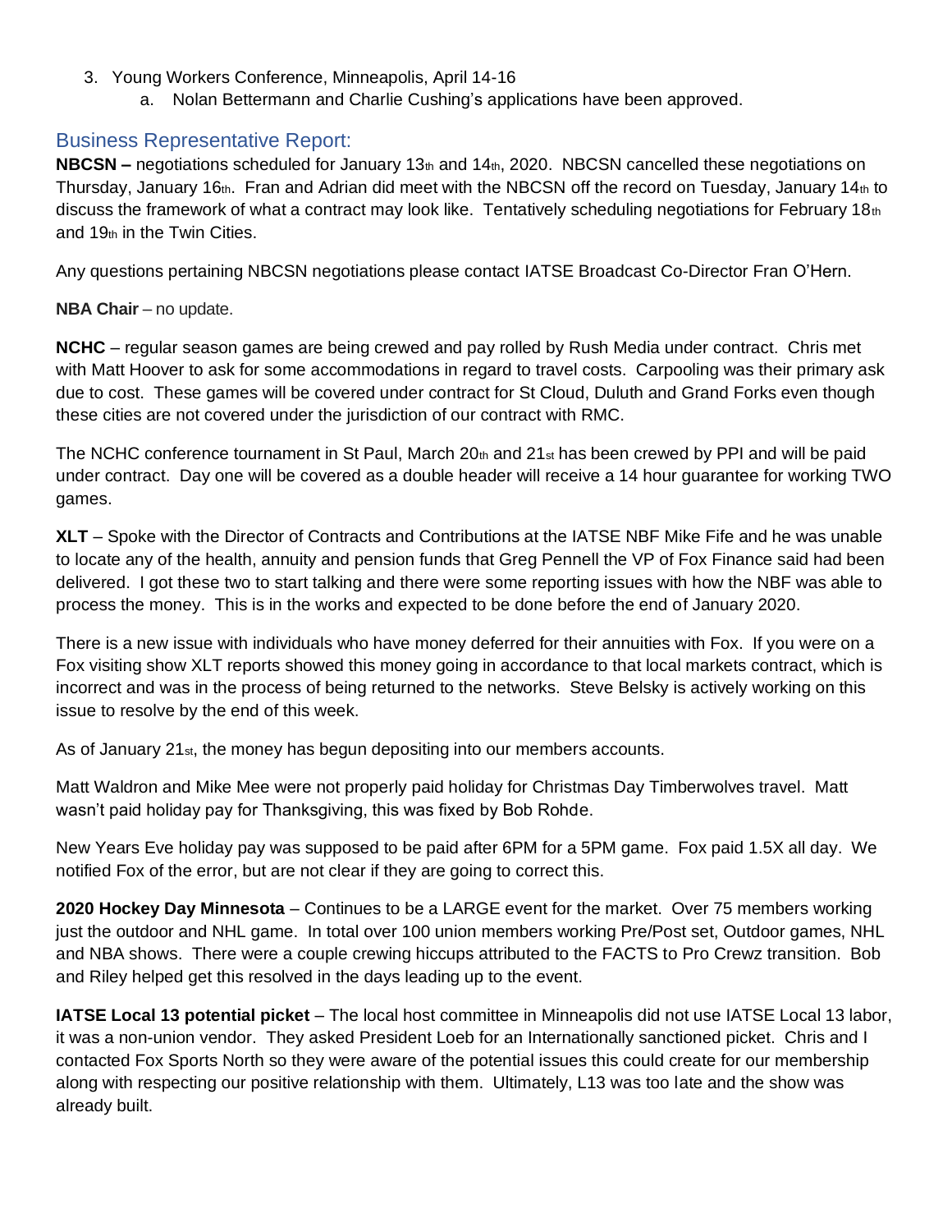3. Young Workers Conference, Minneapolis, April 14-16
   a. Nolan Bettermann and Charlie Cushing's applications have been approved.

## Business Representative Report:

**NBCSN –** negotiations scheduled for January 13th and 14th, 2020. NBCSN cancelled these negotiations on Thursday, January 16th. Fran and Adrian did meet with the NBCSN off the record on Tuesday, January 14th to discuss the framework of what a contract may look like. Tentatively scheduling negotiations for February 18th and 19th in the Twin Cities.

Any questions pertaining NBCSN negotiations please contact IATSE Broadcast Co-Director Fran O'Hern.

**NBA Chair** – no update.

**NCHC** – regular season games are being crewed and pay rolled by Rush Media under contract. Chris met with Matt Hoover to ask for some accommodations in regard to travel costs. Carpooling was their primary ask due to cost. These games will be covered under contract for St Cloud, Duluth and Grand Forks even though these cities are not covered under the jurisdiction of our contract with RMC.

The NCHC conference tournament in St Paul, March 20th and 21st has been crewed by PPI and will be paid under contract. Day one will be covered as a double header will receive a 14 hour guarantee for working TWO games.

**XLT** – Spoke with the Director of Contracts and Contributions at the IATSE NBF Mike Fife and he was unable to locate any of the health, annuity and pension funds that Greg Pennell the VP of Fox Finance said had been delivered. I got these two to start talking and there were some reporting issues with how the NBF was able to process the money. This is in the works and expected to be done before the end of January 2020.

There is a new issue with individuals who have money deferred for their annuities with Fox. If you were on a Fox visiting show XLT reports showed this money going in accordance to that local markets contract, which is incorrect and was in the process of being returned to the networks. Steve Belsky is actively working on this issue to resolve by the end of this week.

As of January 21st, the money has begun depositing into our members accounts.

Matt Waldron and Mike Mee were not properly paid holiday for Christmas Day Timberwolves travel. Matt wasn't paid holiday pay for Thanksgiving, this was fixed by Bob Rohde.

New Years Eve holiday pay was supposed to be paid after 6PM for a 5PM game. Fox paid 1.5X all day. We notified Fox of the error, but are not clear if they are going to correct this.

**2020 Hockey Day Minnesota** – Continues to be a LARGE event for the market. Over 75 members working just the outdoor and NHL game. In total over 100 union members working Pre/Post set, Outdoor games, NHL and NBA shows. There were a couple crewing hiccups attributed to the FACTS to Pro Crewz transition. Bob and Riley helped get this resolved in the days leading up to the event.

**IATSE Local 13 potential picket** – The local host committee in Minneapolis did not use IATSE Local 13 labor, it was a non-union vendor. They asked President Loeb for an Internationally sanctioned picket. Chris and I contacted Fox Sports North so they were aware of the potential issues this could create for our membership along with respecting our positive relationship with them. Ultimately, L13 was too late and the show was already built.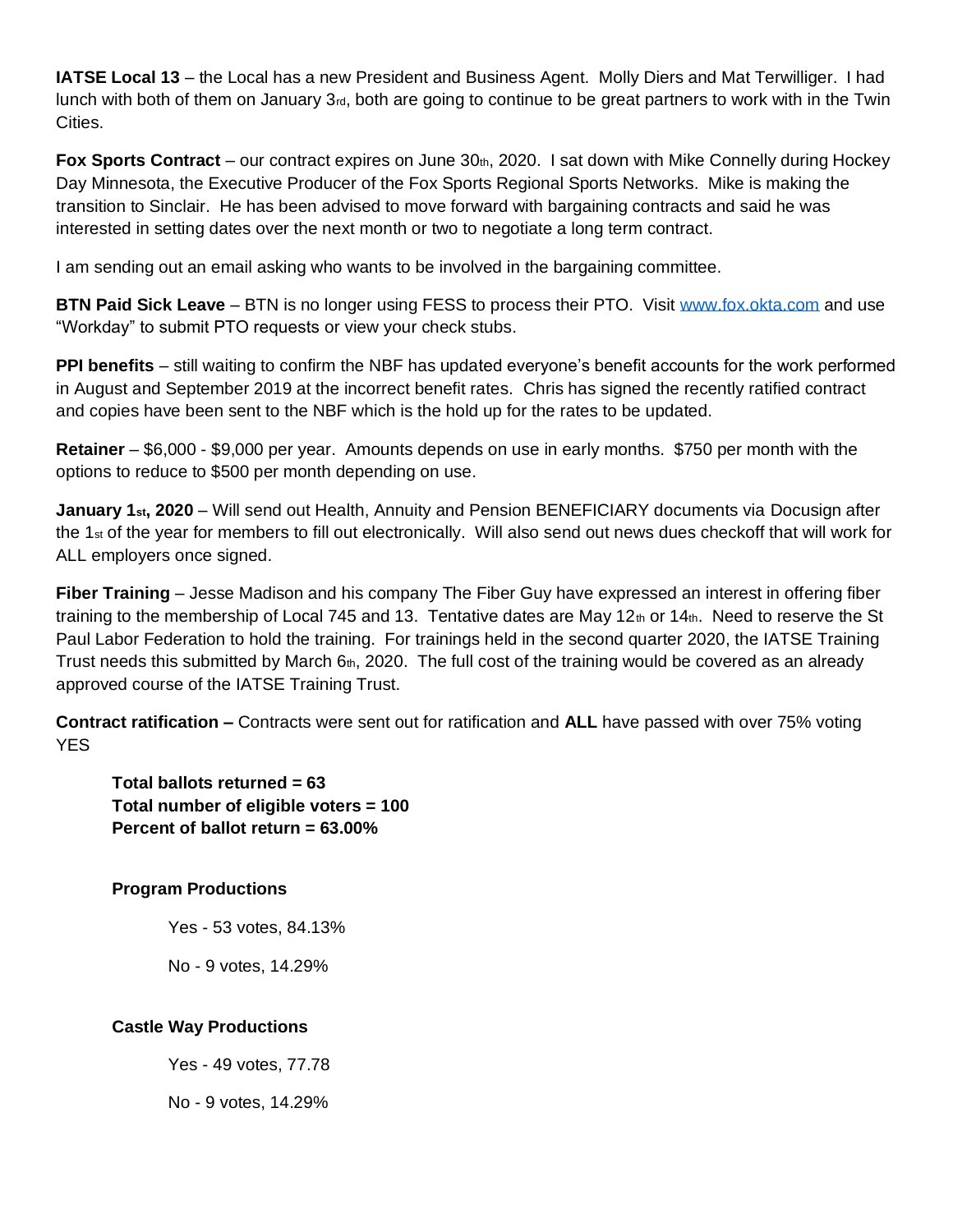**IATSE Local 13** – the Local has a new President and Business Agent. Molly Diers and Mat Terwilliger. I had lunch with both of them on January 3rd, both are going to continue to be great partners to work with in the Twin Cities.

**Fox Sports Contract** – our contract expires on June 30th, 2020. I sat down with Mike Connelly during Hockey Day Minnesota, the Executive Producer of the Fox Sports Regional Sports Networks. Mike is making the transition to Sinclair. He has been advised to move forward with bargaining contracts and said he was interested in setting dates over the next month or two to negotiate a long term contract.

I am sending out an email asking who wants to be involved in the bargaining committee.

**BTN Paid Sick Leave** – BTN is no longer using FESS to process their PTO. Visit [www.fox.okta.com](http://www.fox.okta.com) and use "Workday" to submit PTO requests or view your check stubs.

**PPI benefits** – still waiting to confirm the NBF has updated everyone's benefit accounts for the work performed in August and September 2019 at the incorrect benefit rates. Chris has signed the recently ratified contract and copies have been sent to the NBF which is the hold up for the rates to be updated.

**Retainer** – $6,000 - $9,000 per year. Amounts depends on use in early months. $750 per month with the options to reduce to $500 per month depending on use.

**January 1st, 2020** – Will send out Health, Annuity and Pension BENEFICIARY documents via Docusign after the 1st of the year for members to fill out electronically. Will also send out news dues checkoff that will work for ALL employers once signed.

**Fiber Training** – Jesse Madison and his company The Fiber Guy have expressed an interest in offering fiber training to the membership of Local 745 and 13. Tentative dates are May 12th or 14th. Need to reserve the St Paul Labor Federation to hold the training. For trainings held in the second quarter 2020, the IATSE Training Trust needs this submitted by March 6th, 2020. The full cost of the training would be covered as an already approved course of the IATSE Training Trust.

**Contract ratification –** Contracts were sent out for ratification and **ALL** have passed with over 75% voting YES

**Total ballots returned = 63**
**Total number of eligible voters = 100**
**Percent of ballot return = 63.00%**

**Program Productions**

Yes - 53 votes, 84.13%

No - 9 votes, 14.29%

**Castle Way Productions**

Yes - 49 votes, 77.78

No - 9 votes, 14.29%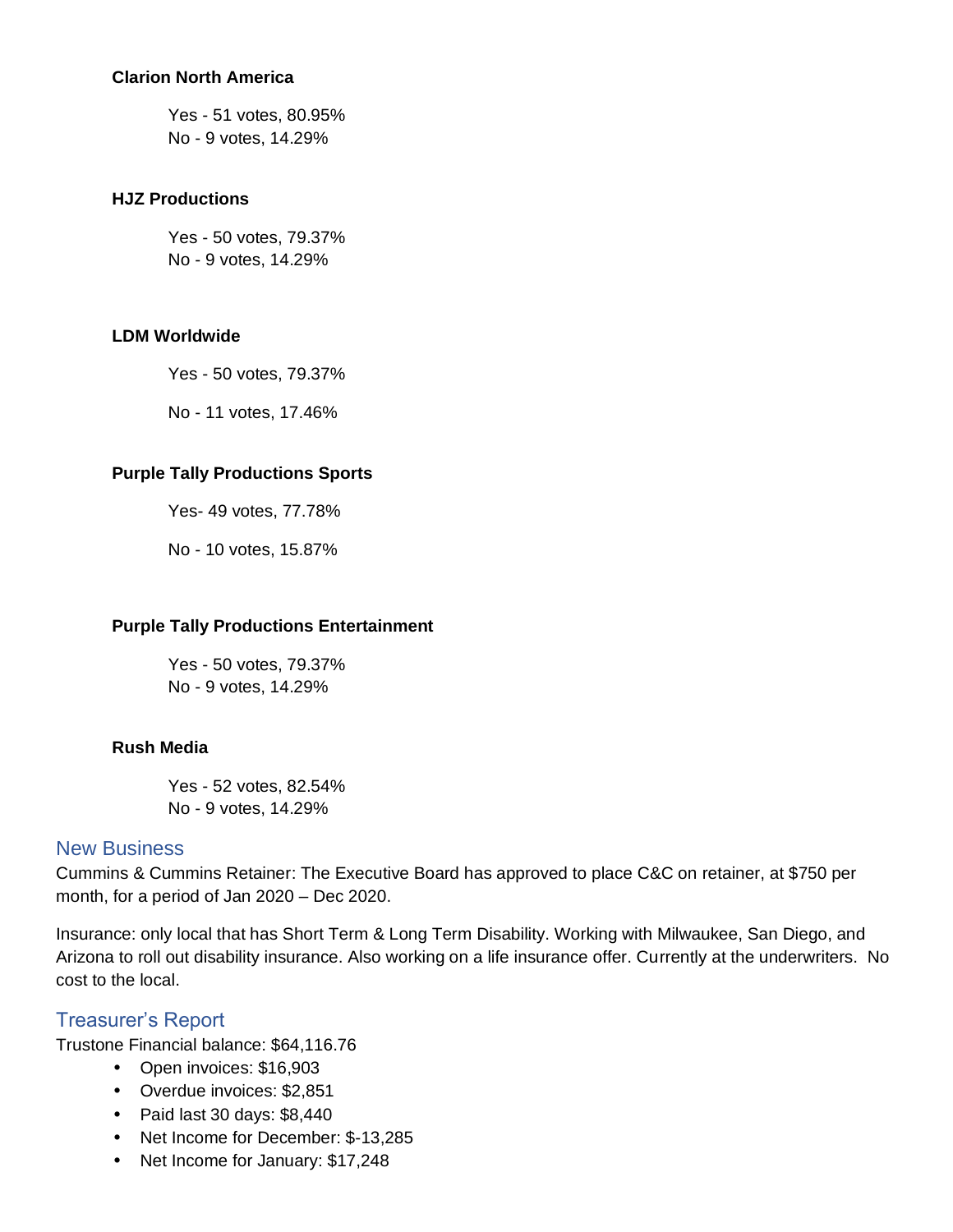**Clarion North America**

Yes - 51 votes, 80.95%
No - 9 votes, 14.29%

**HJZ Productions**

Yes - 50 votes, 79.37%
No - 9 votes, 14.29%

**LDM Worldwide**

Yes - 50 votes, 79.37%

No - 11 votes, 17.46%

**Purple Tally Productions Sports**

Yes- 49 votes, 77.78%

No - 10 votes, 15.87%

**Purple Tally Productions Entertainment**

Yes - 50 votes, 79.37%
No - 9 votes, 14.29%

**Rush Media**

Yes - 52 votes, 82.54%
No - 9 votes, 14.29%

## New Business

Cummins & Cummins Retainer: The Executive Board has approved to place C&C on retainer, at $750 per month, for a period of Jan 2020 – Dec 2020.

Insurance: only local that has Short Term & Long Term Disability. Working with Milwaukee, San Diego, and Arizona to roll out disability insurance. Also working on a life insurance offer. Currently at the underwriters. No cost to the local.

## Treasurer's Report

Trustone Financial balance: $64,116.76

- Open invoices: $16,903
- Overdue invoices: $2,851
- Paid last 30 days: $8,440
- Net Income for December: $-13,285
- Net Income for January: $17,248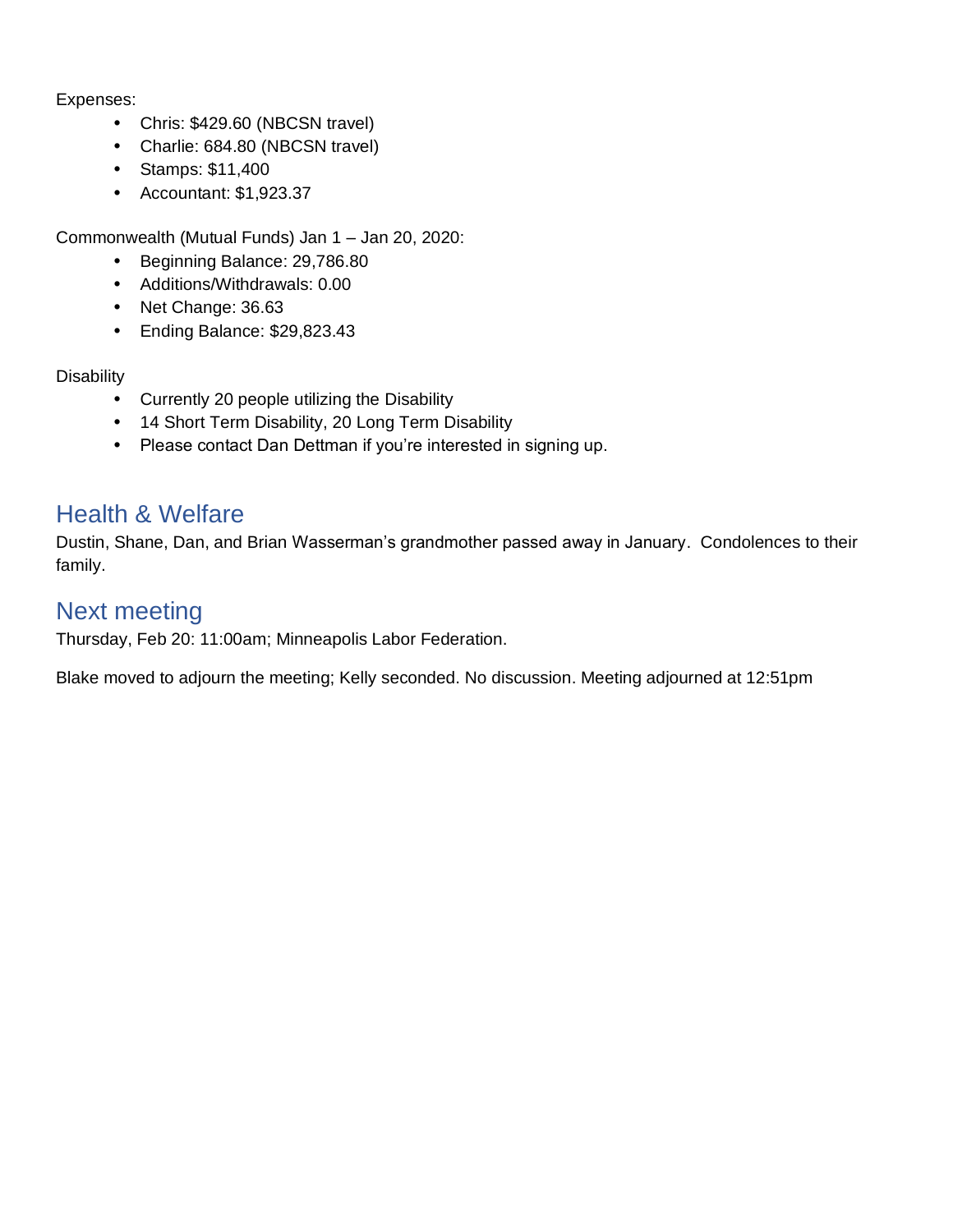Expenses:

- Chris: $429.60 (NBCSN travel)
- Charlie: 684.80 (NBCSN travel)
- Stamps: $11,400
- Accountant: $1,923.37

Commonwealth (Mutual Funds) Jan 1 – Jan 20, 2020:

- Beginning Balance: 29,786.80
- Additions/Withdrawals: 0.00
- Net Change: 36.63
- Ending Balance: $29,823.43

Disability

- Currently 20 people utilizing the Disability
- 14 Short Term Disability, 20 Long Term Disability
- Please contact Dan Dettman if you're interested in signing up.

## Health & Welfare

Dustin, Shane, Dan, and Brian Wasserman's grandmother passed away in January. Condolences to their family.

## Next meeting

Thursday, Feb 20: 11:00am; Minneapolis Labor Federation.

Blake moved to adjourn the meeting; Kelly seconded. No discussion. Meeting adjourned at 12:51pm